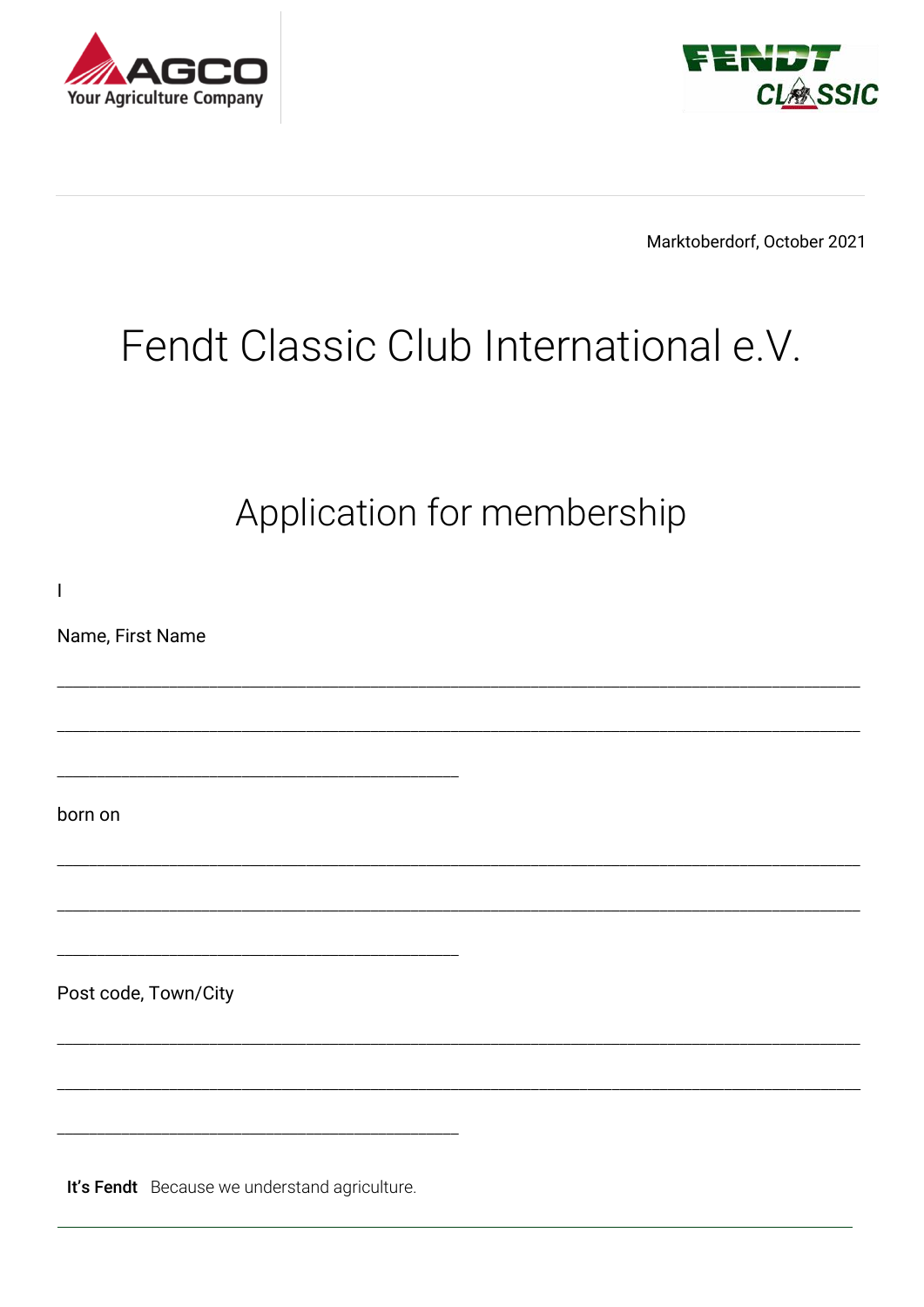Marktoberdorf, October 2021

# Fendt Classic Club International e.V.

## Application for membership

I

Name, First Name

______________________________________________________________________________

______________________________________________________________________________

______________________________________

born on

______________________________________________________________________________

______________________________________________________________________________

______________________________________

Post code, Town/City

______________________________________________________________________________

______________________________________________________________________________

______________________________________

**It's Fendt** Because we understand agriculture.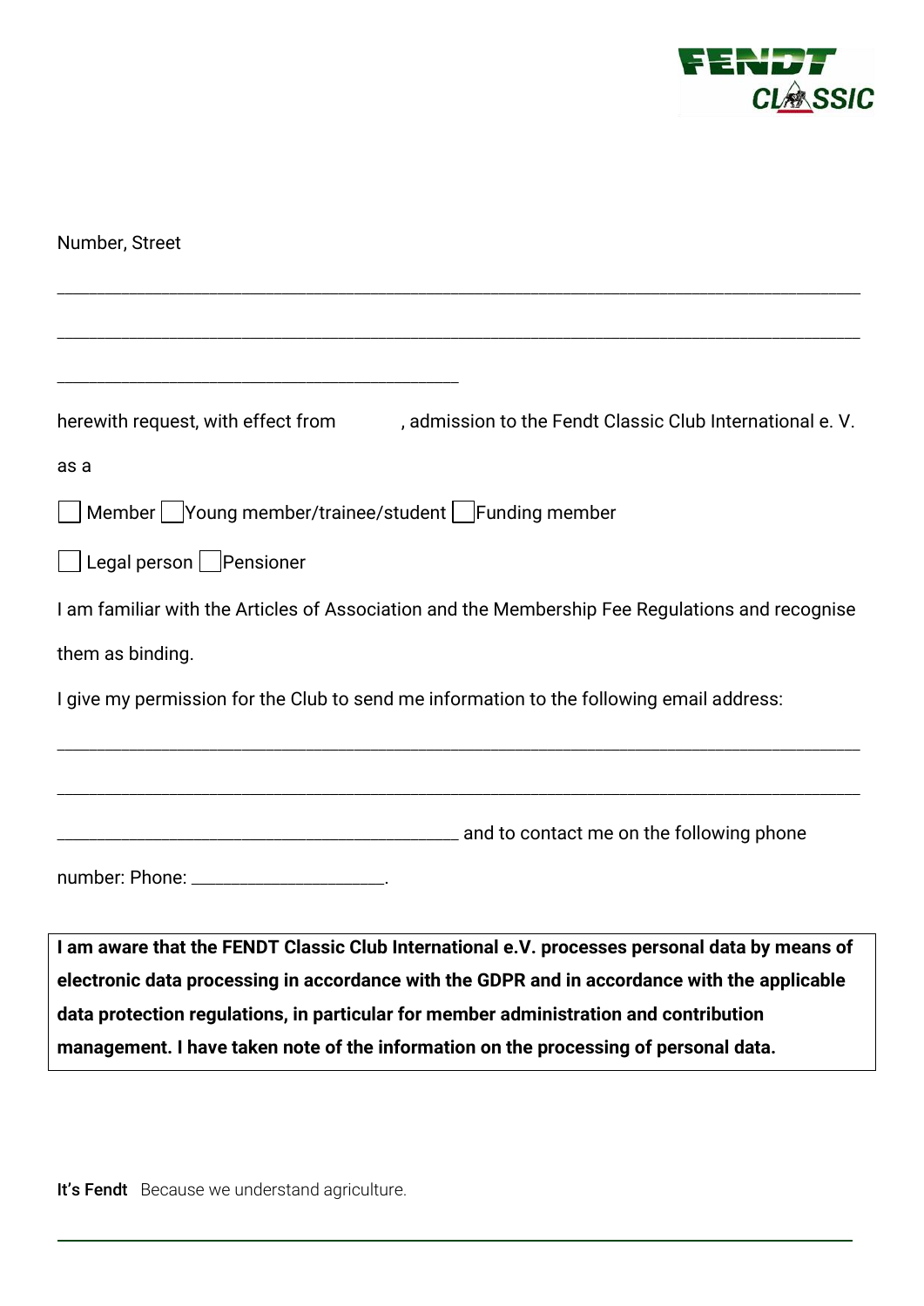Number, Street

_______________________________________________________________________________

_______________________________________________________________________________

_______________________________________

herewith request, with effect from            , admission to the Fendt Classic Club International e. V.

as a

☐ Member ☐ Young member/trainee/student ☐ Funding member

☐ Legal person ☐ Pensioner

I am familiar with the Articles of Association and the Membership Fee Regulations and recognise them as binding.

I give my permission for the Club to send me information to the following email address:

_______________________________________________________________________________

_______________________________________________________________________________

_______________________________________ and to contact me on the following phone number: Phone: ___________________.

**I am aware that the FENDT Classic Club International e.V. processes personal data by means of electronic data processing in accordance with the GDPR and in accordance with the applicable data protection regulations, in particular for member administration and contribution management. I have taken note of the information on the processing of personal data.**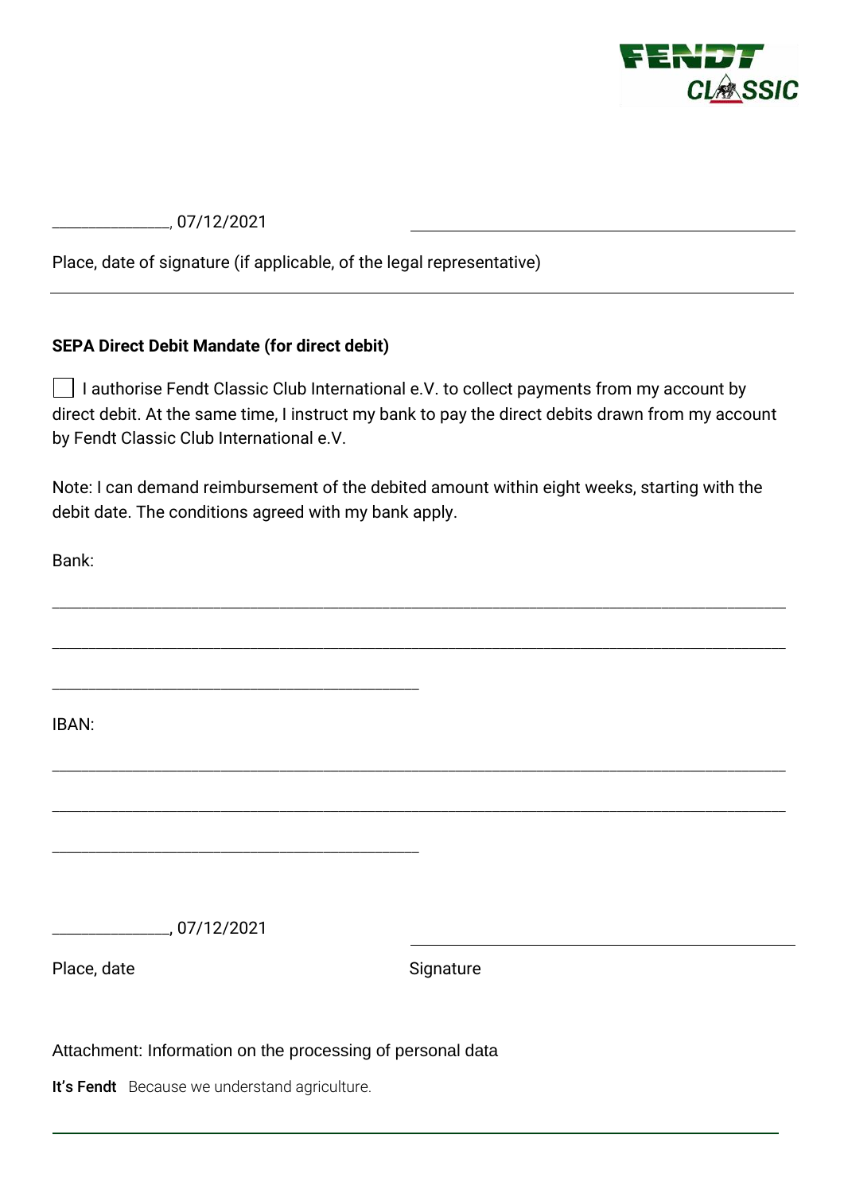_______________, 07/12/2021 ___________________________________________

Place, date of signature (if applicable, of the legal representative)

---

**SEPA Direct Debit Mandate (for direct debit)**

☐ I authorise Fendt Classic Club International e.V. to collect payments from my account by direct debit. At the same time, I instruct my bank to pay the direct debits drawn from my account by Fendt Classic Club International e.V.

Note: I can demand reimbursement of the debited amount within eight weeks, starting with the debit date. The conditions agreed with my bank apply.

Bank:

_____________________________________________________________________________________

_____________________________________________________________________________________

__________________________________________

IBAN:

_____________________________________________________________________________________

_____________________________________________________________________________________

__________________________________________

_______________, 07/12/2021 ___________________________________________

Place, date Signature

Attachment: Information on the processing of personal data

**It's Fendt** Because we understand agriculture.